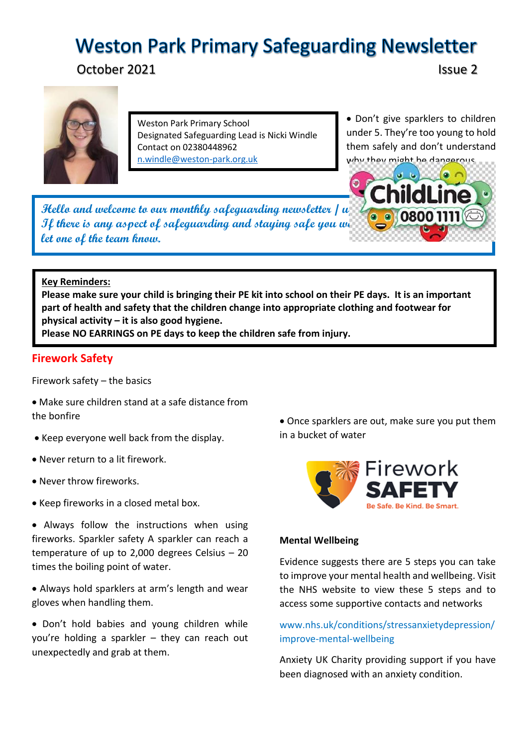# Weston Park Primary Safeguarding Newsletter

October 2021 Issue 2

Weston Park Primary School
Designated Safeguarding Lead is Nicki Windle
Contact on 02380448962
n.windle@weston-park.org.uk

*Hello and welcome to our monthly safeguarding newsletter / w*
*If there is any aspect of safeguarding and staying safe you w*
*let one of the team know.*

**Key Reminders:**
**Please make sure your child is bringing their PE kit into school on their PE days. It is an important part of health and safety that the children change into appropriate clothing and footwear for physical activity – it is also good hygiene.**
**Please NO EARRINGS on PE days to keep the children safe from injury.**

## Firework Safety

Firework safety – the basics

- Make sure children stand at a safe distance from the bonfire
- Keep everyone well back from the display.
- Never return to a lit firework.
- Never throw fireworks.
- Keep fireworks in a closed metal box.
- Always follow the instructions when using fireworks. Sparkler safety A sparkler can reach a temperature of up to 2,000 degrees Celsius – 20 times the boiling point of water.
- Always hold sparklers at arm's length and wear gloves when handling them.
- Don't hold babies and young children while you're holding a sparkler – they can reach out unexpectedly and grab at them.
- Don't give sparklers to children under 5. They're too young to hold them safely and don't understand why they might be dangerous.
- Once sparklers are out, make sure you put them in a bucket of water

### Mental Wellbeing

Evidence suggests there are 5 steps you can take to improve your mental health and wellbeing. Visit the NHS website to view these 5 steps and to access some supportive contacts and networks

www.nhs.uk/conditions/stressanxietydepression/improve-mental-wellbeing

Anxiety UK Charity providing support if you have been diagnosed with an anxiety condition.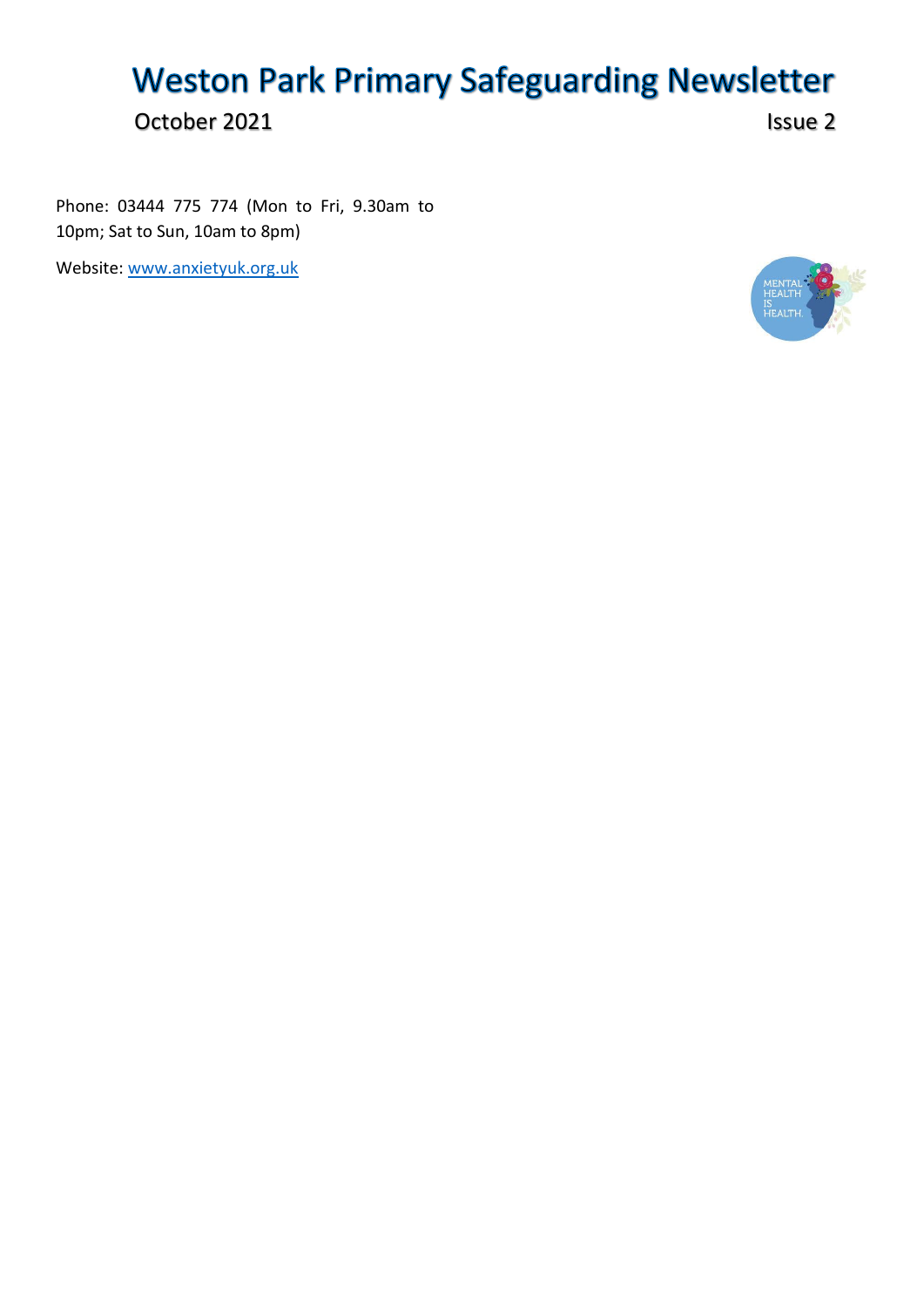Phone: 03444 775 774 (Mon to Fri, 9.30am to 10pm; Sat to Sun, 10am to 8pm)

Website: www.anxietyuk.org.uk